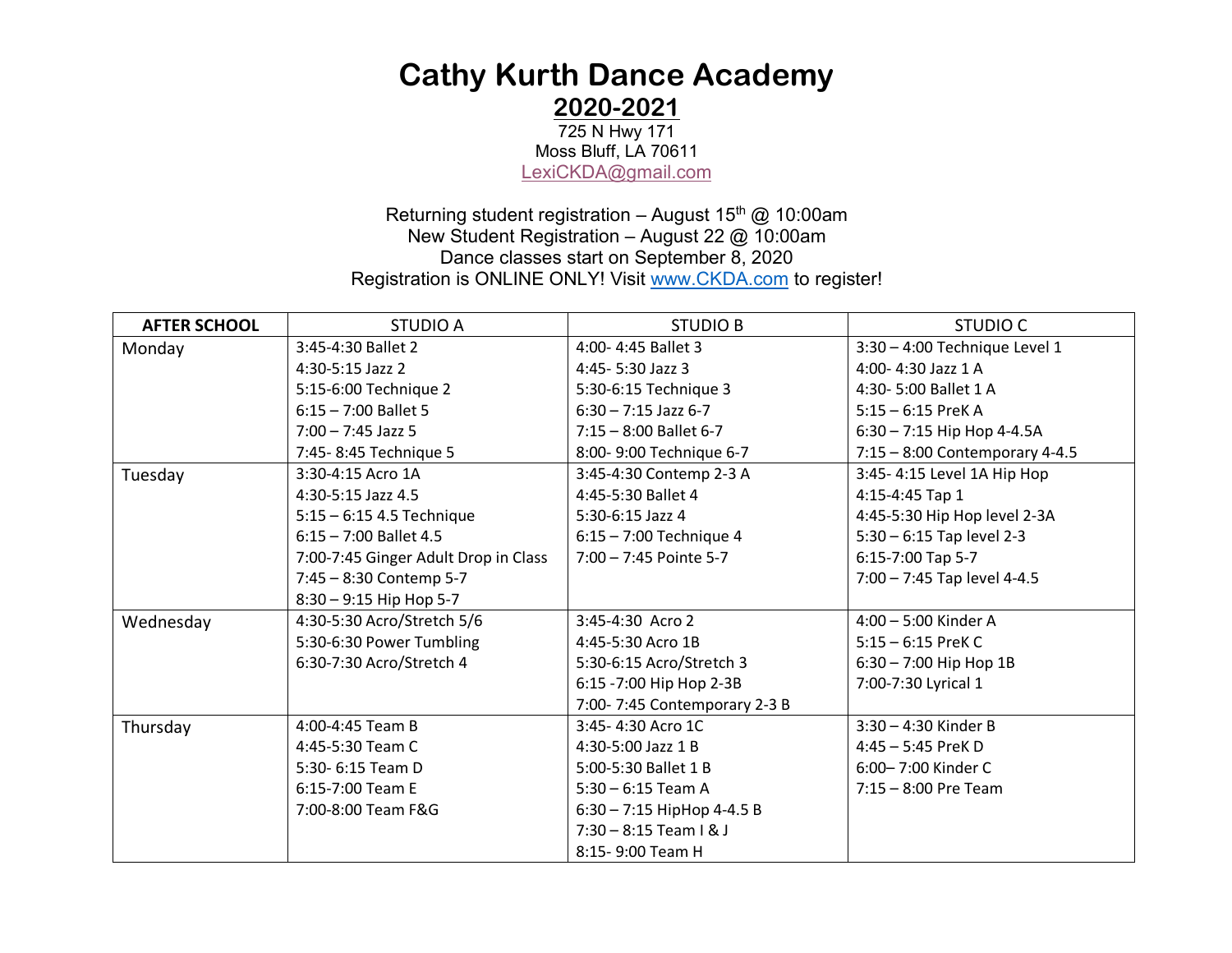# Cathy Kurth Dance Academy

## 2020-2021

725 N Hwy 171
Moss Bluff, LA 70611
LexiCKDA@gmail.com

Returning student registration – August 15th @ 10:00am
New Student Registration – August 22 @ 10:00am
Dance classes start on September 8, 2020
Registration is ONLINE ONLY! Visit www.CKDA.com to register!

| **AFTER SCHOOL** | STUDIO A | STUDIO B | STUDIO C |
|---|---|---|---|
| Monday | 3:45-4:30 Ballet 2<br>4:30-5:15 Jazz 2<br>5:15-6:00 Technique 2<br>6:15 – 7:00 Ballet 5<br>7:00 – 7:45 Jazz 5<br>7:45- 8:45 Technique 5 | 4:00- 4:45 Ballet 3<br>4:45- 5:30 Jazz 3<br>5:30-6:15 Technique 3<br>6:30 – 7:15 Jazz 6-7<br>7:15 – 8:00 Ballet 6-7<br>8:00- 9:00 Technique 6-7 | 3:30 – 4:00 Technique Level 1<br>4:00- 4:30 Jazz 1 A<br>4:30- 5:00 Ballet 1 A<br>5:15 – 6:15 PreK A<br>6:30 – 7:15 Hip Hop 4-4.5A<br>7:15 – 8:00 Contemporary 4-4.5 |
| Tuesday | 3:30-4:15 Acro 1A<br>4:30-5:15 Jazz 4.5<br>5:15 – 6:15 4.5 Technique<br>6:15 – 7:00 Ballet 4.5<br>7:00-7:45 Ginger Adult Drop in Class<br>7:45 – 8:30 Contemp 5-7<br>8:30 – 9:15 Hip Hop 5-7 | 3:45-4:30 Contemp 2-3 A<br>4:45-5:30 Ballet 4<br>5:30-6:15 Jazz 4<br>6:15 – 7:00 Technique 4<br>7:00 – 7:45 Pointe 5-7 | 3:45- 4:15 Level 1A Hip Hop<br>4:15-4:45 Tap 1<br>4:45-5:30 Hip Hop level 2-3A<br>5:30 – 6:15 Tap level 2-3<br>6:15-7:00 Tap 5-7<br>7:00 – 7:45 Tap level 4-4.5 |
| Wednesday | 4:30-5:30 Acro/Stretch 5/6<br>5:30-6:30 Power Tumbling<br>6:30-7:30 Acro/Stretch 4 | 3:45-4:30 Acro 2<br>4:45-5:30 Acro 1B<br>5:30-6:15 Acro/Stretch 3<br>6:15 -7:00 Hip Hop 2-3B<br>7:00- 7:45 Contemporary 2-3 B | 4:00 – 5:00 Kinder A<br>5:15 – 6:15 PreK C<br>6:30 – 7:00 Hip Hop 1B<br>7:00-7:30 Lyrical 1 |
| Thursday | 4:00-4:45 Team B<br>4:45-5:30 Team C<br>5:30- 6:15 Team D<br>6:15-7:00 Team E<br>7:00-8:00 Team F&G | 3:45- 4:30 Acro 1C<br>4:30-5:00 Jazz 1 B<br>5:00-5:30 Ballet 1 B<br>5:30 – 6:15 Team A<br>6:30 – 7:15 HipHop 4-4.5 B<br>7:30 – 8:15 Team I & J<br>8:15- 9:00 Team H | 3:30 – 4:30 Kinder B<br>4:45 – 5:45 PreK D<br>6:00– 7:00 Kinder C<br>7:15 – 8:00 Pre Team |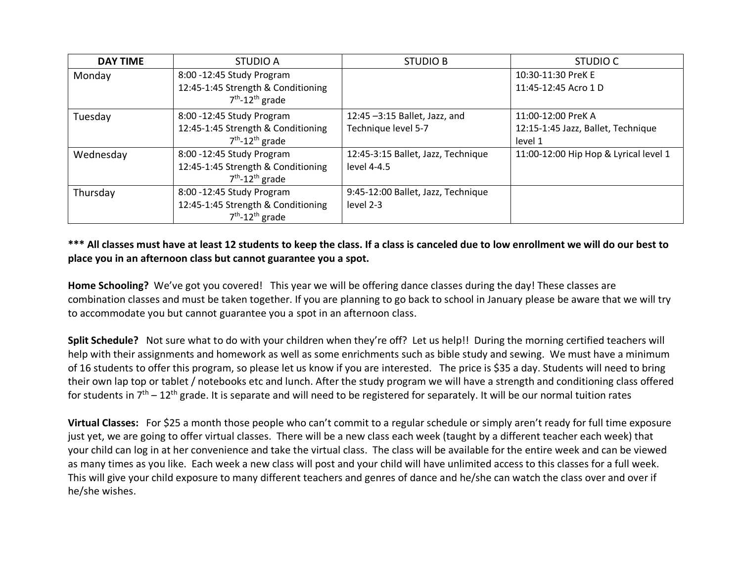| DAY TIME | STUDIO A | STUDIO B | STUDIO C |
|---|---|---|---|
| Monday | 8:00 -12:45 Study Program<br>12:45-1:45 Strength & Conditioning 7th-12th grade | | 10:30-11:30 PreK E<br>11:45-12:45 Acro 1 D |
| Tuesday | 8:00 -12:45 Study Program<br>12:45-1:45 Strength & Conditioning 7th-12th grade | 12:45 –3:15 Ballet, Jazz, and Technique level 5-7 | 11:00-12:00 PreK A<br>12:15-1:45 Jazz, Ballet, Technique level 1 |
| Wednesday | 8:00 -12:45 Study Program<br>12:45-1:45 Strength & Conditioning 7th-12th grade | 12:45-3:15 Ballet, Jazz, Technique level 4-4.5 | 11:00-12:00 Hip Hop & Lyrical level 1 |
| Thursday | 8:00 -12:45 Study Program<br>12:45-1:45 Strength & Conditioning 7th-12th grade | 9:45-12:00 Ballet, Jazz, Technique level 2-3 | |

**\*\*\* All classes must have at least 12 students to keep the class. If a class is canceled due to low enrollment we will do our best to place you in an afternoon class but cannot guarantee you a spot.**

**Home Schooling?** We've got you covered! This year we will be offering dance classes during the day! These classes are combination classes and must be taken together. If you are planning to go back to school in January please be aware that we will try to accommodate you but cannot guarantee you a spot in an afternoon class.

**Split Schedule?** Not sure what to do with your children when they're off? Let us help!! During the morning certified teachers will help with their assignments and homework as well as some enrichments such as bible study and sewing. We must have a minimum of 16 students to offer this program, so please let us know if you are interested. The price is $35 a day. Students will need to bring their own lap top or tablet / notebooks etc and lunch. After the study program we will have a strength and conditioning class offered for students in 7th – 12th grade. It is separate and will need to be registered for separately. It will be our normal tuition rates

**Virtual Classes:** For $25 a month those people who can't commit to a regular schedule or simply aren't ready for full time exposure just yet, we are going to offer virtual classes. There will be a new class each week (taught by a different teacher each week) that your child can log in at her convenience and take the virtual class. The class will be available for the entire week and can be viewed as many times as you like. Each week a new class will post and your child will have unlimited access to this classes for a full week. This will give your child exposure to many different teachers and genres of dance and he/she can watch the class over and over if he/she wishes.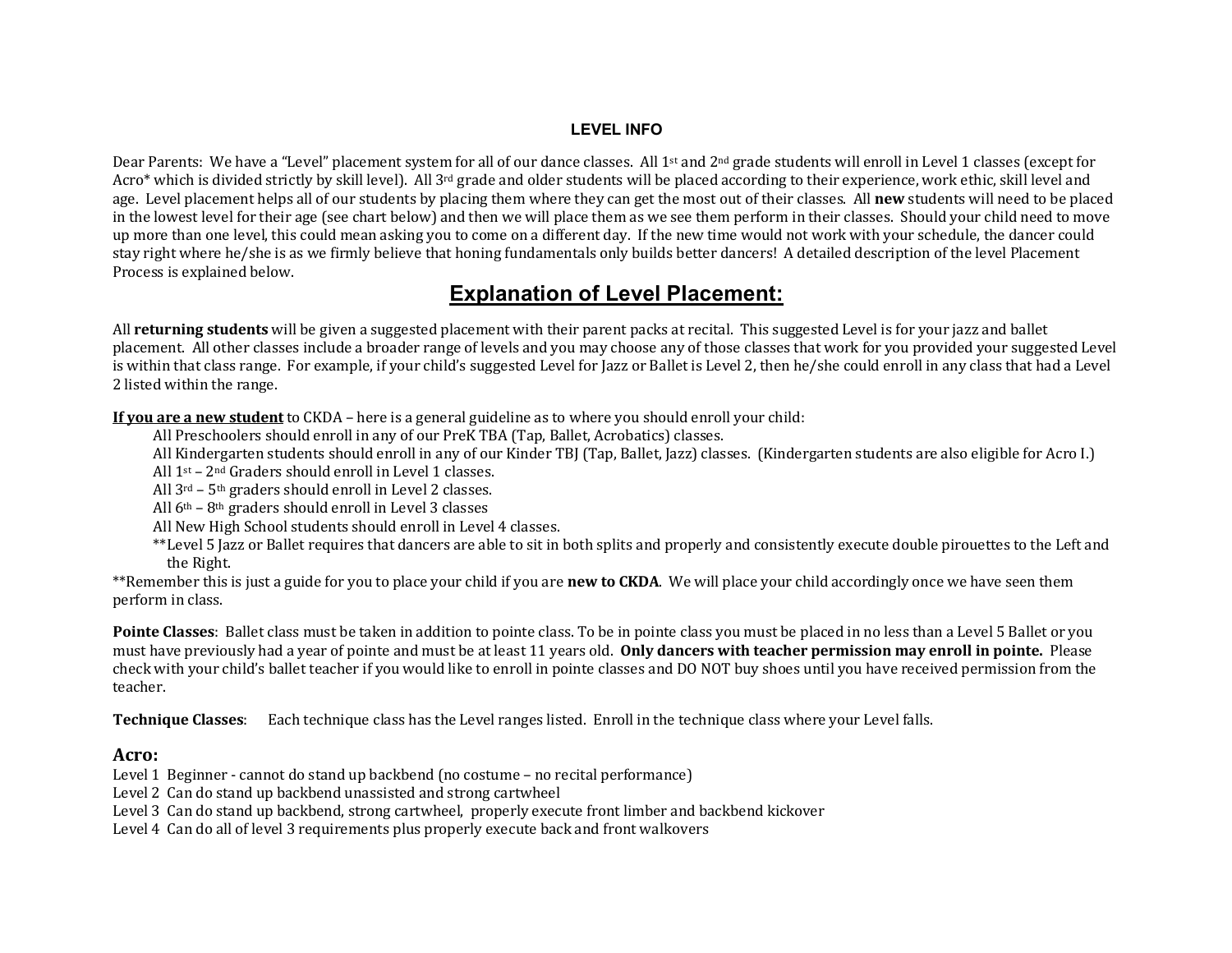## LEVEL INFO

Dear Parents: We have a "Level" placement system for all of our dance classes. All 1st and 2nd grade students will enroll in Level 1 classes (except for Acro* which is divided strictly by skill level). All 3rd grade and older students will be placed according to their experience, work ethic, skill level and age. Level placement helps all of our students by placing them where they can get the most out of their classes. All **new** students will need to be placed in the lowest level for their age (see chart below) and then we will place them as we see them perform in their classes. Should your child need to move up more than one level, this could mean asking you to come on a different day. If the new time would not work with your schedule, the dancer could stay right where he/she is as we firmly believe that honing fundamentals only builds better dancers! A detailed description of the level Placement Process is explained below.

# Explanation of Level Placement:

All **returning students** will be given a suggested placement with their parent packs at recital. This suggested Level is for your jazz and ballet placement. All other classes include a broader range of levels and you may choose any of those classes that work for you provided your suggested Level is within that class range. For example, if your child's suggested Level for Jazz or Ballet is Level 2, then he/she could enroll in any class that had a Level 2 listed within the range.

**If you are a new student** to CKDA – here is a general guideline as to where you should enroll your child:

- All Preschoolers should enroll in any of our PreK TBA (Tap, Ballet, Acrobatics) classes.
- All Kindergarten students should enroll in any of our Kinder TBJ (Tap, Ballet, Jazz) classes. (Kindergarten students are also eligible for Acro I.)
- All 1st – 2nd Graders should enroll in Level 1 classes.
- All 3rd – 5th graders should enroll in Level 2 classes.
- All 6th – 8th graders should enroll in Level 3 classes
- All New High School students should enroll in Level 4 classes.
- **Level 5 Jazz or Ballet requires that dancers are able to sit in both splits and properly and consistently execute double pirouettes to the Left and the Right.

**Remember this is just a guide for you to place your child if you are **new to CKDA**. We will place your child accordingly once we have seen them perform in class.

**Pointe Classes**: Ballet class must be taken in addition to pointe class. To be in pointe class you must be placed in no less than a Level 5 Ballet or you must have previously had a year of pointe and must be at least 11 years old. **Only dancers with teacher permission may enroll in pointe.** Please check with your child's ballet teacher if you would like to enroll in pointe classes and DO NOT buy shoes until you have received permission from the teacher.

**Technique Classes**: Each technique class has the Level ranges listed. Enroll in the technique class where your Level falls.

### Acro:

Level 1 Beginner - cannot do stand up backbend (no costume – no recital performance)
Level 2 Can do stand up backbend unassisted and strong cartwheel
Level 3 Can do stand up backbend, strong cartwheel, properly execute front limber and backbend kickover
Level 4 Can do all of level 3 requirements plus properly execute back and front walkovers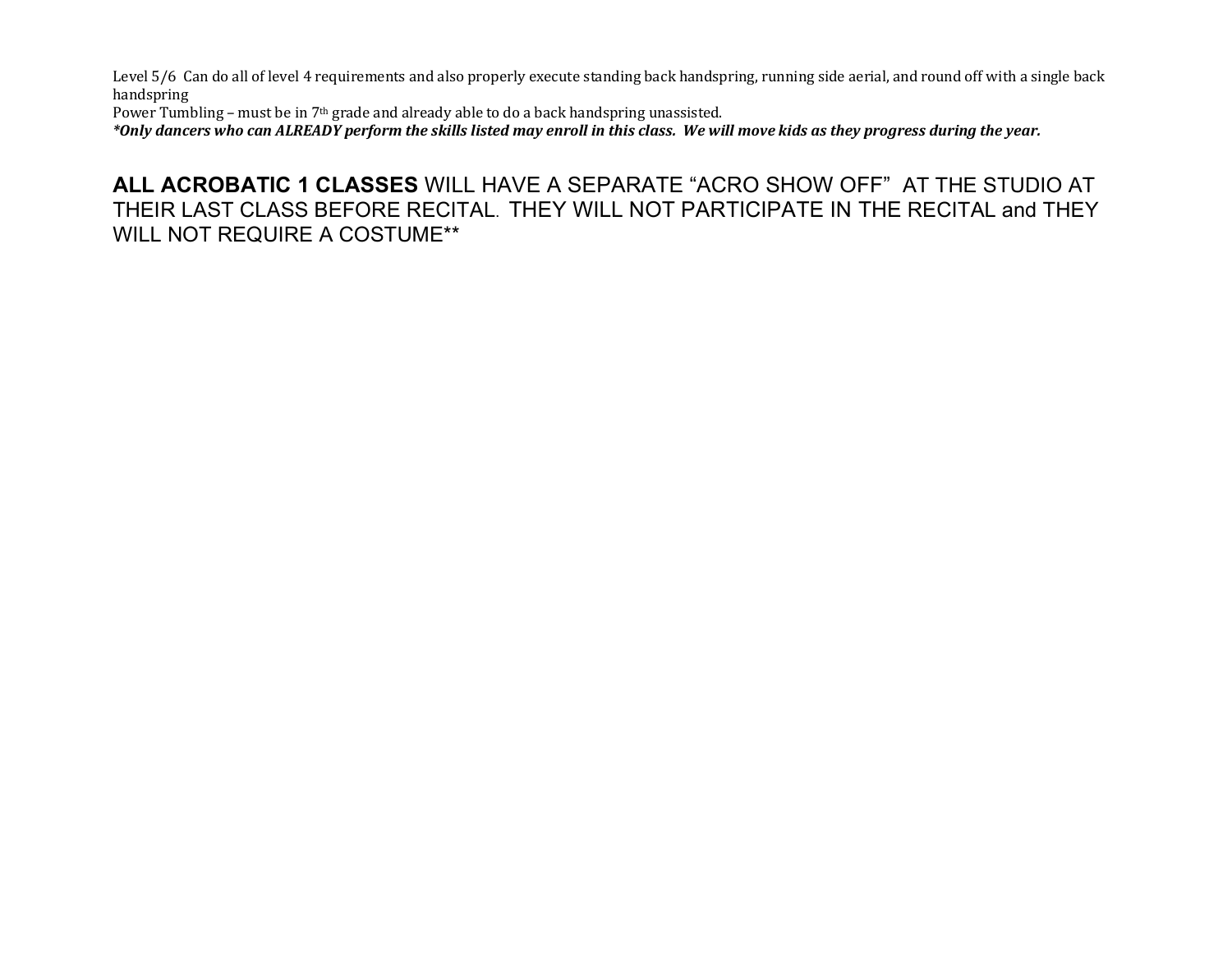Level 5/6 Can do all of level 4 requirements and also properly execute standing back handspring, running side aerial, and round off with a single back handspring

Power Tumbling – must be in 7th grade and already able to do a back handspring unassisted.

***Only dancers who can ALREADY perform the skills listed may enroll in this class. We will move kids as they progress during the year.***

**ALL ACROBATIC 1 CLASSES** WILL HAVE A SEPARATE "ACRO SHOW OFF" AT THE STUDIO AT THEIR LAST CLASS BEFORE RECITAL. THEY WILL NOT PARTICIPATE IN THE RECITAL and THEY WILL NOT REQUIRE A COSTUME**